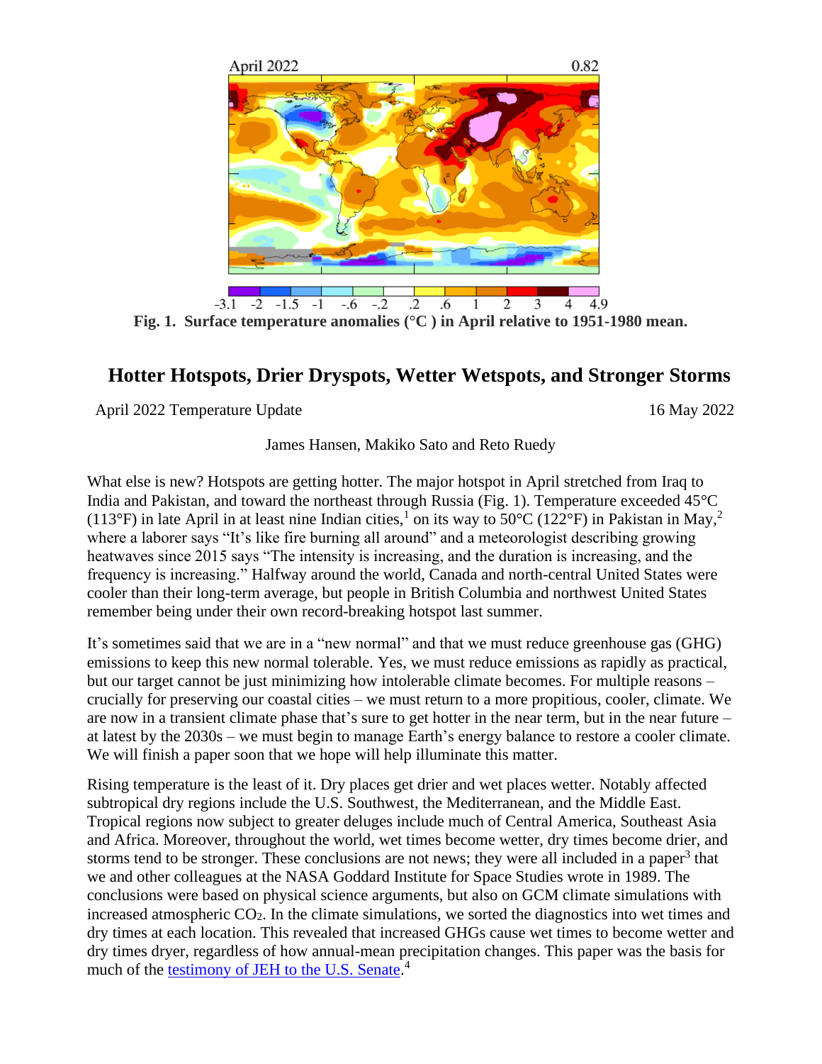Fig. 1. Surface temperature anomalies (°C ) in April relative to 1951-1980 mean.

# Hotter Hotspots, Drier Dryspots, Wetter Wetspots, and Stronger Storms

April 2022 Temperature Update 16 May 2022

James Hansen, Makiko Sato and Reto Ruedy

What else is new? Hotspots are getting hotter. The major hotspot in April stretched from Iraq to India and Pakistan, and toward the northeast through Russia (Fig. 1). Temperature exceeded 45°C (113°F) in late April in at least nine Indian cities,[1] on its way to 50°C (122°F) in Pakistan in May,[2] where a laborer says "It's like fire burning all around" and a meteorologist describing growing heatwaves since 2015 says "The intensity is increasing, and the duration is increasing, and the frequency is increasing." Halfway around the world, Canada and north-central United States were cooler than their long-term average, but people in British Columbia and northwest United States remember being under their own record-breaking hotspot last summer.

It's sometimes said that we are in a "new normal" and that we must reduce greenhouse gas (GHG) emissions to keep this new normal tolerable. Yes, we must reduce emissions as rapidly as practical, but our target cannot be just minimizing how intolerable climate becomes. For multiple reasons – crucially for preserving our coastal cities – we must return to a more propitious, cooler, climate. We are now in a transient climate phase that's sure to get hotter in the near term, but in the near future – at latest by the 2030s – we must begin to manage Earth's energy balance to restore a cooler climate. We will finish a paper soon that we hope will help illuminate this matter.

Rising temperature is the least of it. Dry places get drier and wet places wetter. Notably affected subtropical dry regions include the U.S. Southwest, the Mediterranean, and the Middle East. Tropical regions now subject to greater deluges include much of Central America, Southeast Asia and Africa. Moreover, throughout the world, wet times become wetter, dry times become drier, and storms tend to be stronger. These conclusions are not news; they were all included in a paper[3] that we and other colleagues at the NASA Goddard Institute for Space Studies wrote in 1989. The conclusions were based on physical science arguments, but also on GCM climate simulations with increased atmospheric $CO_2$. In the climate simulations, we sorted the diagnostics into wet times and dry times at each location. This revealed that increased GHGs cause wet times to become wetter and dry times dryer, regardless of how annual-mean precipitation changes. This paper was the basis for much of the testimony of JEH to the U.S. Senate.[4]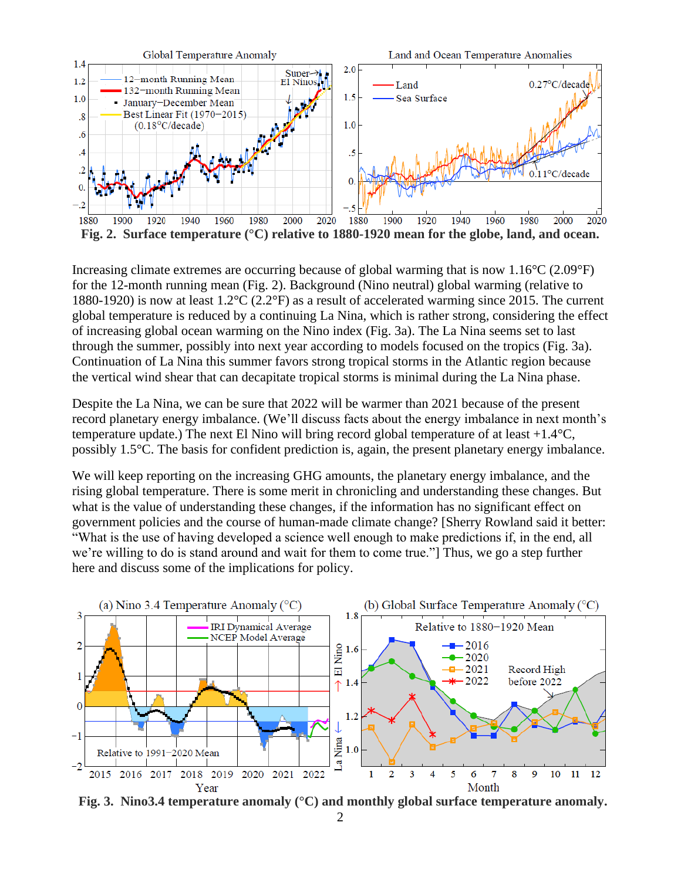**Fig. 2. Surface temperature (°C) relative to 1880-1920 mean for the globe, land, and ocean.**

Increasing climate extremes are occurring because of global warming that is now 1.16°C (2.09°F) for the 12-month running mean (Fig. 2). Background (Nino neutral) global warming (relative to 1880-1920) is now at least 1.2°C (2.2°F) as a result of accelerated warming since 2015. The current global temperature is reduced by a continuing La Nina, which is rather strong, considering the effect of increasing global ocean warming on the Nino index (Fig. 3a). The La Nina seems set to last through the summer, possibly into next year according to models focused on the tropics (Fig. 3a). Continuation of La Nina this summer favors strong tropical storms in the Atlantic region because the vertical wind shear that can decapitate tropical storms is minimal during the La Nina phase.

Despite the La Nina, we can be sure that 2022 will be warmer than 2021 because of the present record planetary energy imbalance. (We'll discuss facts about the energy imbalance in next month's temperature update.) The next El Nino will bring record global temperature of at least +1.4°C, possibly 1.5°C. The basis for confident prediction is, again, the present planetary energy imbalance.

We will keep reporting on the increasing GHG amounts, the planetary energy imbalance, and the rising global temperature. There is some merit in chronicling and understanding these changes. But what is the value of understanding these changes, if the information has no significant effect on government policies and the course of human-made climate change? [Sherry Rowland said it better: "What is the use of having developed a science well enough to make predictions if, in the end, all we're willing to do is stand around and wait for them to come true."] Thus, we go a step further here and discuss some of the implications for policy.

**Fig. 3. Nino3.4 temperature anomaly (°C) and monthly global surface temperature anomaly.**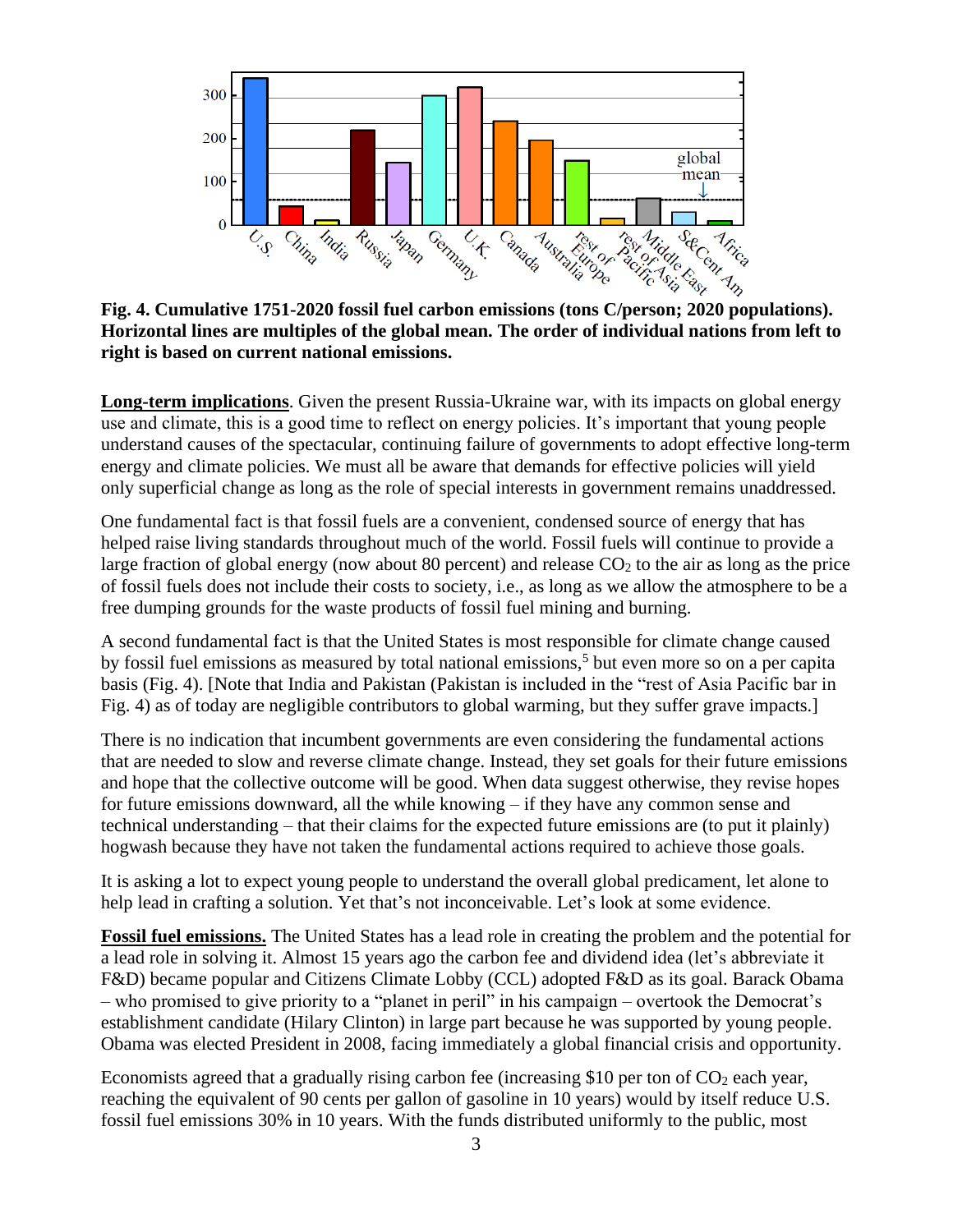**Fig. 4. Cumulative 1751-2020 fossil fuel carbon emissions (tons C/person; 2020 populations). Horizontal lines are multiples of the global mean. The order of individual nations from left to right is based on current national emissions.**

**Long-term implications**. Given the present Russia-Ukraine war, with its impacts on global energy use and climate, this is a good time to reflect on energy policies. It's important that young people understand causes of the spectacular, continuing failure of governments to adopt effective long-term energy and climate policies. We must all be aware that demands for effective policies will yield only superficial change as long as the role of special interests in government remains unaddressed.

One fundamental fact is that fossil fuels are a convenient, condensed source of energy that has helped raise living standards throughout much of the world. Fossil fuels will continue to provide a large fraction of global energy (now about 80 percent) and release $CO_2$ to the air as long as the price of fossil fuels does not include their costs to society, i.e., as long as we allow the atmosphere to be a free dumping grounds for the waste products of fossil fuel mining and burning.

A second fundamental fact is that the United States is most responsible for climate change caused by fossil fuel emissions as measured by total national emissions,[5] but even more so on a per capita basis (Fig. 4). [Note that India and Pakistan (Pakistan is included in the "rest of Asia Pacific bar in Fig. 4) as of today are negligible contributors to global warming, but they suffer grave impacts.]

There is no indication that incumbent governments are even considering the fundamental actions that are needed to slow and reverse climate change. Instead, they set goals for their future emissions and hope that the collective outcome will be good. When data suggest otherwise, they revise hopes for future emissions downward, all the while knowing – if they have any common sense and technical understanding – that their claims for the expected future emissions are (to put it plainly) hogwash because they have not taken the fundamental actions required to achieve those goals.

It is asking a lot to expect young people to understand the overall global predicament, let alone to help lead in crafting a solution. Yet that's not inconceivable. Let's look at some evidence.

**Fossil fuel emissions.** The United States has a lead role in creating the problem and the potential for a lead role in solving it. Almost 15 years ago the carbon fee and dividend idea (let's abbreviate it F&D) became popular and Citizens Climate Lobby (CCL) adopted F&D as its goal. Barack Obama – who promised to give priority to a "planet in peril" in his campaign – overtook the Democrat's establishment candidate (Hilary Clinton) in large part because he was supported by young people. Obama was elected President in 2008, facing immediately a global financial crisis and opportunity.

Economists agreed that a gradually rising carbon fee (increasing \$10 per ton of $CO_2$ each year, reaching the equivalent of 90 cents per gallon of gasoline in 10 years) would by itself reduce U.S. fossil fuel emissions 30% in 10 years. With the funds distributed uniformly to the public, most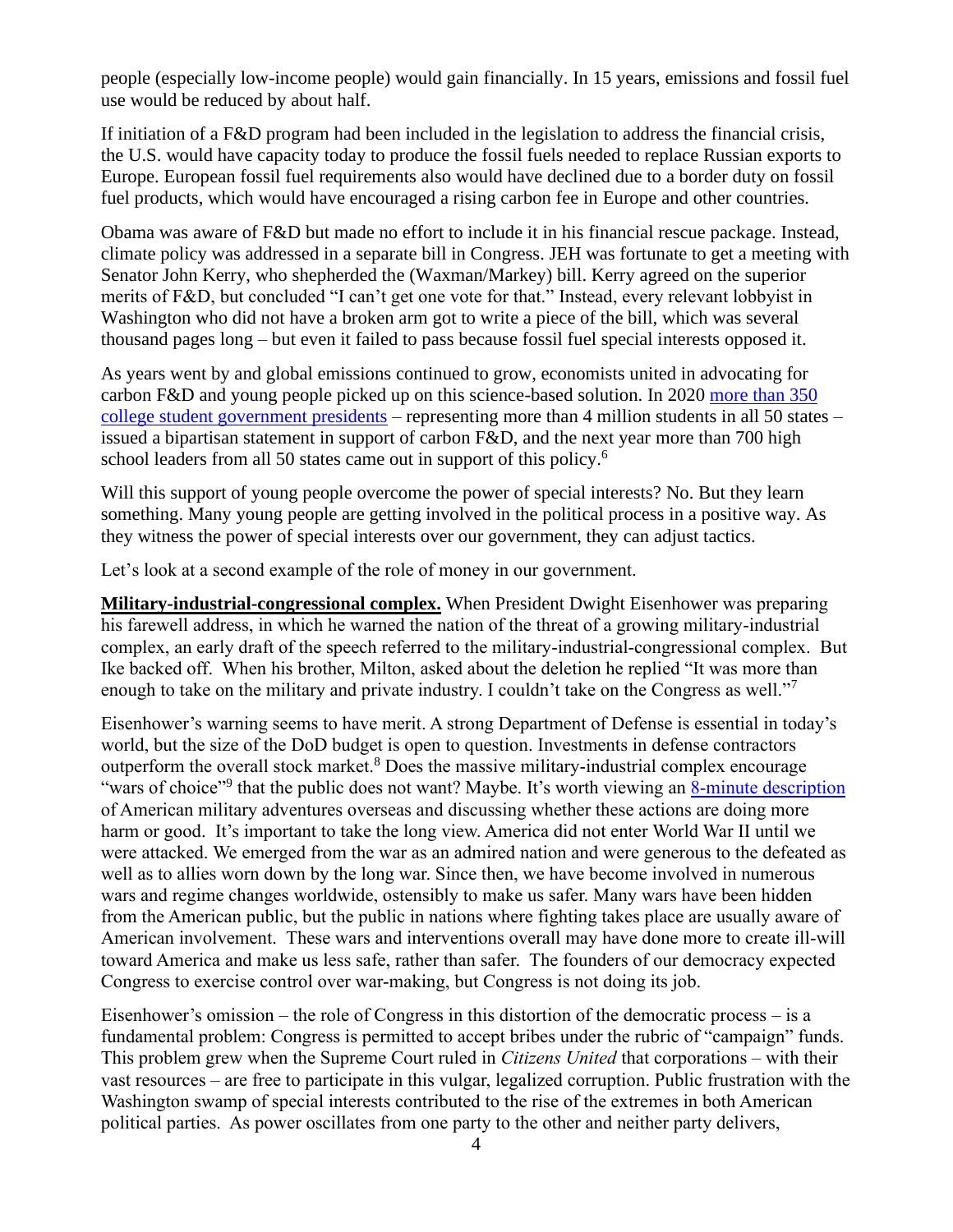people (especially low-income people) would gain financially. In 15 years, emissions and fossil fuel use would be reduced by about half.

If initiation of a F&D program had been included in the legislation to address the financial crisis, the U.S. would have capacity today to produce the fossil fuels needed to replace Russian exports to Europe. European fossil fuel requirements also would have declined due to a border duty on fossil fuel products, which would have encouraged a rising carbon fee in Europe and other countries.

Obama was aware of F&D but made no effort to include it in his financial rescue package. Instead, climate policy was addressed in a separate bill in Congress. JEH was fortunate to get a meeting with Senator John Kerry, who shepherded the (Waxman/Markey) bill. Kerry agreed on the superior merits of F&D, but concluded "I can't get one vote for that." Instead, every relevant lobbyist in Washington who did not have a broken arm got to write a piece of the bill, which was several thousand pages long – but even it failed to pass because fossil fuel special interests opposed it.

As years went by and global emissions continued to grow, economists united in advocating for carbon F&D and young people picked up on this science-based solution. In 2020 more than 350 college student government presidents – representing more than 4 million students in all 50 states – issued a bipartisan statement in support of carbon F&D, and the next year more than 700 high school leaders from all 50 states came out in support of this policy.[6]

Will this support of young people overcome the power of special interests? No. But they learn something. Many young people are getting involved in the political process in a positive way. As they witness the power of special interests over our government, they can adjust tactics.

Let's look at a second example of the role of money in our government.

**Military-industrial-congressional complex.** When President Dwight Eisenhower was preparing his farewell address, in which he warned the nation of the threat of a growing military-industrial complex, an early draft of the speech referred to the military-industrial-congressional complex. But Ike backed off. When his brother, Milton, asked about the deletion he replied "It was more than enough to take on the military and private industry. I couldn't take on the Congress as well."[7]

Eisenhower's warning seems to have merit. A strong Department of Defense is essential in today's world, but the size of the DoD budget is open to question. Investments in defense contractors outperform the overall stock market.[8] Does the massive military-industrial complex encourage "wars of choice"[9] that the public does not want? Maybe. It's worth viewing an 8-minute description of American military adventures overseas and discussing whether these actions are doing more harm or good. It's important to take the long view. America did not enter World War II until we were attacked. We emerged from the war as an admired nation and were generous to the defeated as well as to allies worn down by the long war. Since then, we have become involved in numerous wars and regime changes worldwide, ostensibly to make us safer. Many wars have been hidden from the American public, but the public in nations where fighting takes place are usually aware of American involvement. These wars and interventions overall may have done more to create ill-will toward America and make us less safe, rather than safer. The founders of our democracy expected Congress to exercise control over war-making, but Congress is not doing its job.

Eisenhower's omission – the role of Congress in this distortion of the democratic process – is a fundamental problem: Congress is permitted to accept bribes under the rubric of "campaign" funds. This problem grew when the Supreme Court ruled in *Citizens United* that corporations – with their vast resources – are free to participate in this vulgar, legalized corruption. Public frustration with the Washington swamp of special interests contributed to the rise of the extremes in both American political parties. As power oscillates from one party to the other and neither party delivers,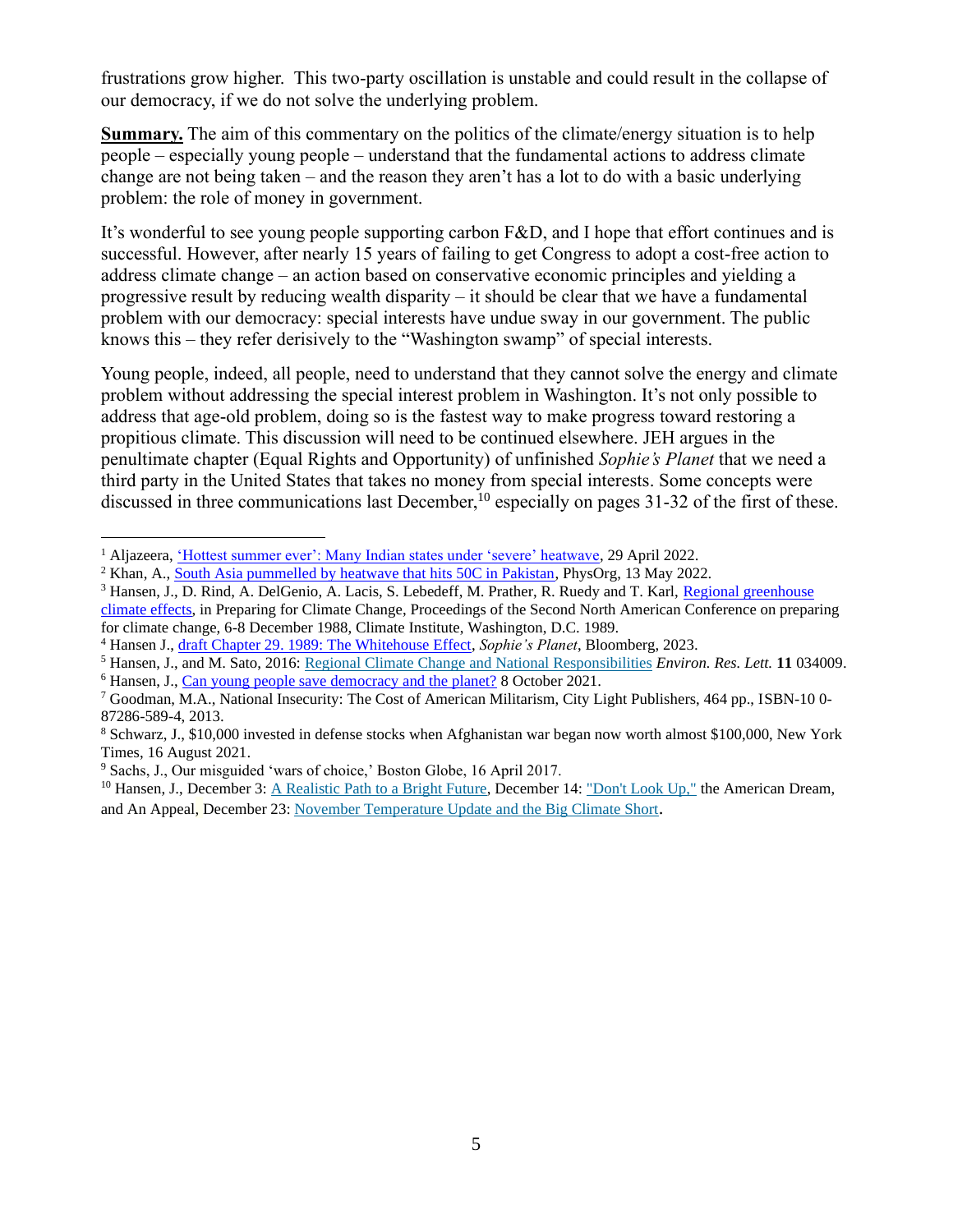frustrations grow higher. This two-party oscillation is unstable and could result in the collapse of our democracy, if we do not solve the underlying problem.

**Summary.** The aim of this commentary on the politics of the climate/energy situation is to help people – especially young people – understand that the fundamental actions to address climate change are not being taken – and the reason they aren't has a lot to do with a basic underlying problem: the role of money in government.

It's wonderful to see young people supporting carbon F&D, and I hope that effort continues and is successful. However, after nearly 15 years of failing to get Congress to adopt a cost-free action to address climate change – an action based on conservative economic principles and yielding a progressive result by reducing wealth disparity – it should be clear that we have a fundamental problem with our democracy: special interests have undue sway in our government. The public knows this – they refer derisively to the "Washington swamp" of special interests.

Young people, indeed, all people, need to understand that they cannot solve the energy and climate problem without addressing the special interest problem in Washington. It's not only possible to address that age-old problem, doing so is the fastest way to make progress toward restoring a propitious climate. This discussion will need to be continued elsewhere. JEH argues in the penultimate chapter (Equal Rights and Opportunity) of unfinished *Sophie's Planet* that we need a third party in the United States that takes no money from special interests. Some concepts were discussed in three communications last December,[10] especially on pages 31-32 of the first of these.

---

[1] Aljazeera, 'Hottest summer ever': Many Indian states under 'severe' heatwave, 29 April 2022.

[2] Khan, A., South Asia pummelled by heatwave that hits 50C in Pakistan, PhysOrg, 13 May 2022.

[3] Hansen, J., D. Rind, A. DelGenio, A. Lacis, S. Lebedeff, M. Prather, R. Ruedy and T. Karl, Regional greenhouse climate effects, in Preparing for Climate Change, Proceedings of the Second North American Conference on preparing for climate change, 6-8 December 1988, Climate Institute, Washington, D.C. 1989.

[4] Hansen J., draft Chapter 29. 1989: The Whitehouse Effect, *Sophie's Planet*, Bloomberg, 2023.

[5] Hansen, J., and M. Sato, 2016: Regional Climate Change and National Responsibilities *Environ. Res. Lett.* **11** 034009.

[6] Hansen, J., Can young people save democracy and the planet? 8 October 2021.

[7] Goodman, M.A., National Insecurity: The Cost of American Militarism, City Light Publishers, 464 pp., ISBN-10 0-87286-589-4, 2013.

[8] Schwarz, J., $10,000 invested in defense stocks when Afghanistan war began now worth almost $100,000, New York Times, 16 August 2021.

[9] Sachs, J., Our misguided 'wars of choice,' Boston Globe, 16 April 2017.

[10] Hansen, J., December 3: A Realistic Path to a Bright Future, December 14: "Don't Look Up," the American Dream, and An Appeal, December 23: November Temperature Update and the Big Climate Short.